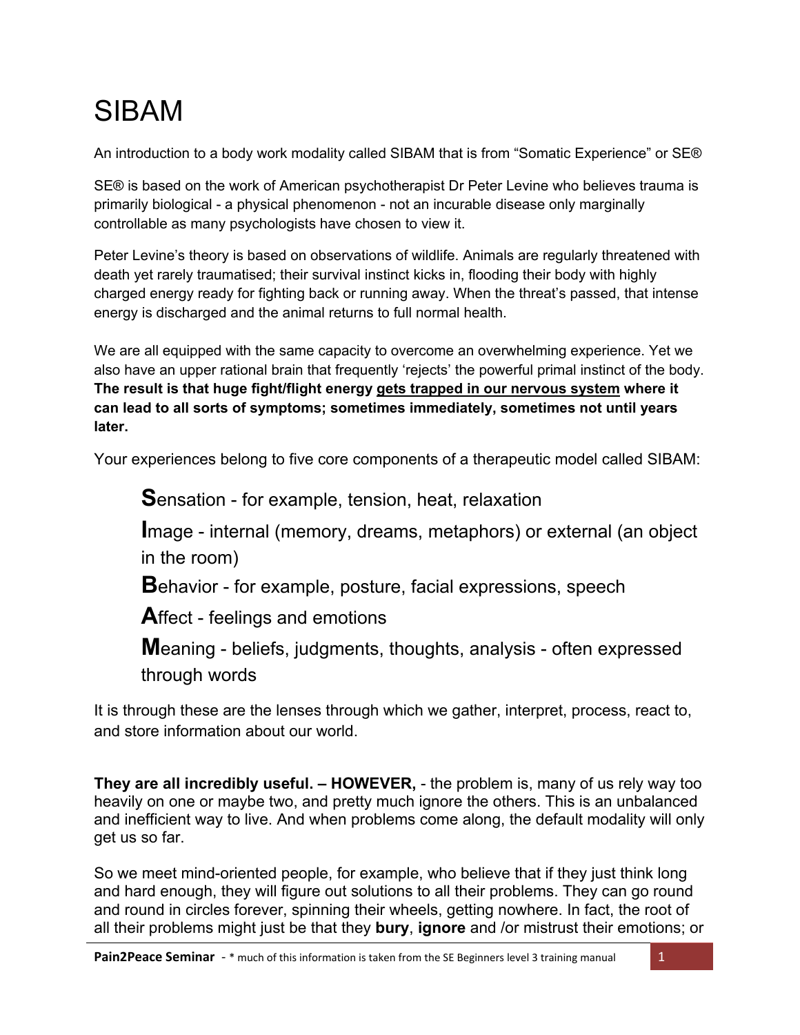# SIBAM

An introduction to a body work modality called SIBAM that is from "Somatic Experience" or SE®

SE® is based on the work of American psychotherapist Dr Peter Levine who believes trauma is primarily biological - a physical phenomenon - not an incurable disease only marginally controllable as many psychologists have chosen to view it.

Peter Levine's theory is based on observations of wildlife. Animals are regularly threatened with death yet rarely traumatised; their survival instinct kicks in, flooding their body with highly charged energy ready for fighting back or running away. When the threat's passed, that intense energy is discharged and the animal returns to full normal health.

We are all equipped with the same capacity to overcome an overwhelming experience. Yet we also have an upper rational brain that frequently 'rejects' the powerful primal instinct of the body. **The result is that huge fight/flight energy <u>gets trapped in our nervous system</u> where it can lead to all sorts of symptoms; sometimes immediately, sometimes not until years later.**

Your experiences belong to five core components of a therapeutic model called SIBAM:

- **S**ensation - for example, tension, heat, relaxation
- **I**mage - internal (memory, dreams, metaphors) or external (an object in the room)
- **B**ehavior - for example, posture, facial expressions, speech
- **A**ffect - feelings and emotions
- **M**eaning - beliefs, judgments, thoughts, analysis - often expressed through words

It is through these are the lenses through which we gather, interpret, process, react to, and store information about our world.

**They are all incredibly useful. – HOWEVER,** - the problem is, many of us rely way too heavily on one or maybe two, and pretty much ignore the others. This is an unbalanced and inefficient way to live. And when problems come along, the default modality will only get us so far.

So we meet mind-oriented people, for example, who believe that if they just think long and hard enough, they will figure out solutions to all their problems. They can go round and round in circles forever, spinning their wheels, getting nowhere. In fact, the root of all their problems might just be that they **bury**, **ignore** and /or mistrust their emotions; or

**Pain2Peace Seminar** - * much of this information is taken from the SE Beginners level 3 training manual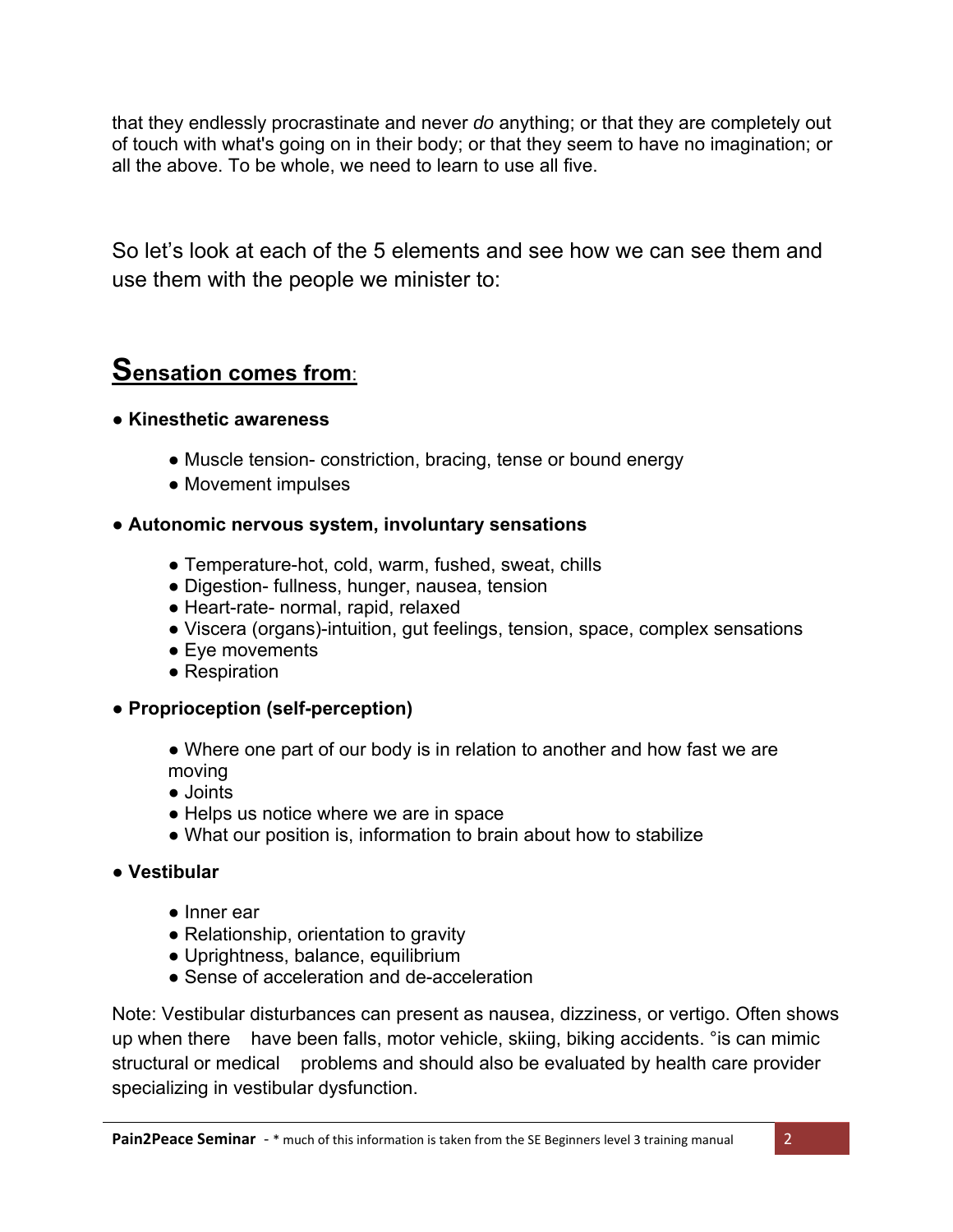that they endlessly procrastinate and never *do* anything; or that they are completely out of touch with what's going on in their body; or that they seem to have no imagination; or all the above. To be whole, we need to learn to use all five.

So let's look at each of the 5 elements and see how we can see them and use them with the people we minister to:

## Sensation comes from:

- **Kinesthetic awareness**
  - Muscle tension- constriction, bracing, tense or bound energy
  - Movement impulses
- **Autonomic nervous system, involuntary sensations**
  - Temperature-hot, cold, warm, fushed, sweat, chills
  - Digestion- fullness, hunger, nausea, tension
  - Heart-rate- normal, rapid, relaxed
  - Viscera (organs)-intuition, gut feelings, tension, space, complex sensations
  - Eye movements
  - Respiration
- **Proprioception (self-perception)**
  - Where one part of our body is in relation to another and how fast we are moving
  - Joints
  - Helps us notice where we are in space
  - What our position is, information to brain about how to stabilize
- **Vestibular**
  - Inner ear
  - Relationship, orientation to gravity
  - Uprightness, balance, equilibrium
  - Sense of acceleration and de-acceleration

Note: Vestibular disturbances can present as nausea, dizziness, or vertigo. Often shows up when there have been falls, motor vehicle, skiing, biking accidents. °is can mimic structural or medical problems and should also be evaluated by health care provider specializing in vestibular dysfunction.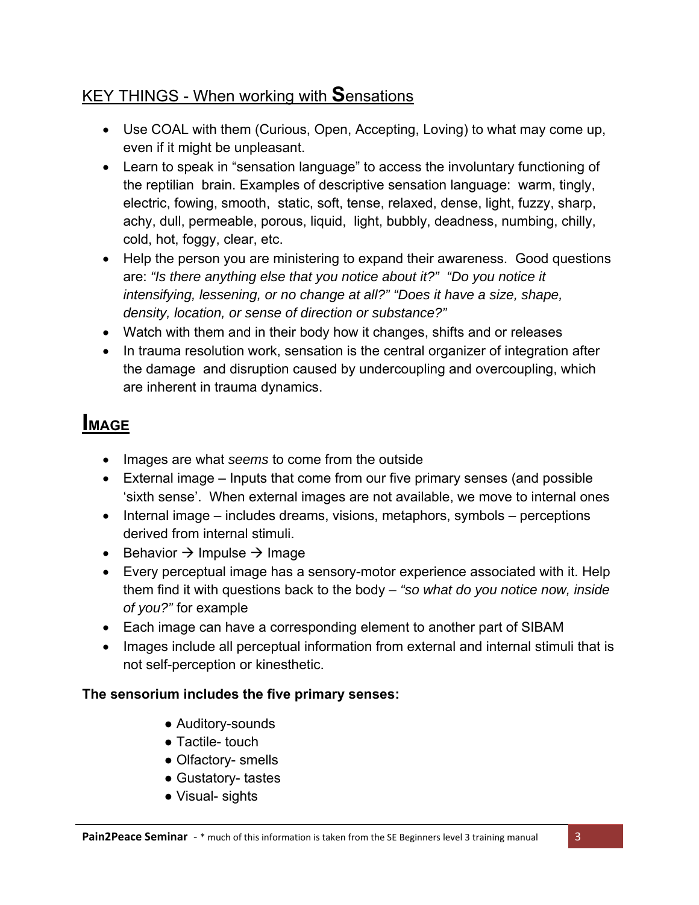## KEY THINGS - When working with **S**ensations

- Use COAL with them (Curious, Open, Accepting, Loving) to what may come up, even if it might be unpleasant.
- Learn to speak in "sensation language" to access the involuntary functioning of the reptilian brain. Examples of descriptive sensation language: warm, tingly, electric, fowing, smooth, static, soft, tense, relaxed, dense, light, fuzzy, sharp, achy, dull, permeable, porous, liquid, light, bubbly, deadness, numbing, chilly, cold, hot, foggy, clear, etc.
- Help the person you are ministering to expand their awareness. Good questions are: *"Is there anything else that you notice about it?" "Do you notice it intensifying, lessening, or no change at all?" "Does it have a size, shape, density, location, or sense of direction or substance?"*
- Watch with them and in their body how it changes, shifts and or releases
- In trauma resolution work, sensation is the central organizer of integration after the damage and disruption caused by undercoupling and overcoupling, which are inherent in trauma dynamics.

## **IMAGE**

- Images are what *seems* to come from the outside
- External image – Inputs that come from our five primary senses (and possible 'sixth sense'. When external images are not available, we move to internal ones
- Internal image – includes dreams, visions, metaphors, symbols – perceptions derived from internal stimuli.
- Behavior → Impulse → Image
- Every perceptual image has a sensory-motor experience associated with it. Help them find it with questions back to the body – *"so what do you notice now, inside of you?"* for example
- Each image can have a corresponding element to another part of SIBAM
- Images include all perceptual information from external and internal stimuli that is not self-perception or kinesthetic.

**The sensorium includes the five primary senses:**

- Auditory-sounds
- Tactile- touch
- Olfactory- smells
- Gustatory- tastes
- Visual- sights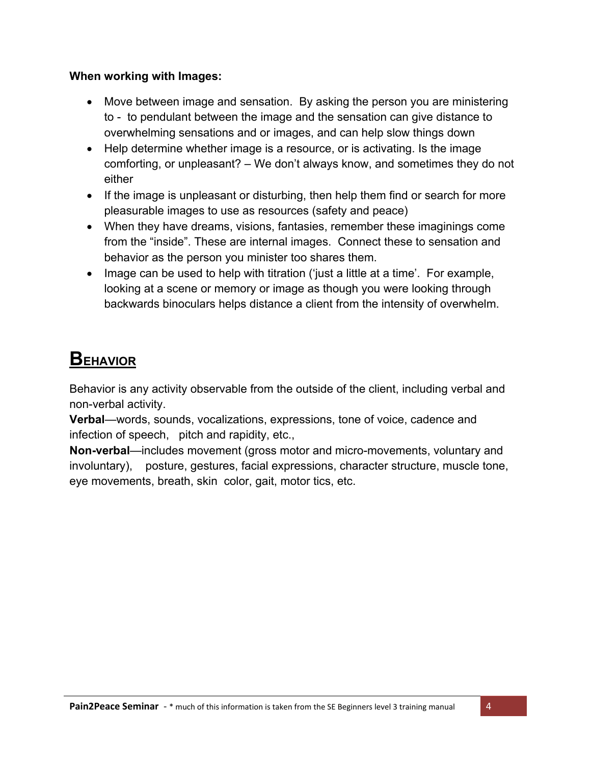**When working with Images:**

- Move between image and sensation. By asking the person you are ministering to - to pendulant between the image and the sensation can give distance to overwhelming sensations and or images, and can help slow things down
- Help determine whether image is a resource, or is activating. Is the image comforting, or unpleasant? – We don't always know, and sometimes they do not either
- If the image is unpleasant or disturbing, then help them find or search for more pleasurable images to use as resources (safety and peace)
- When they have dreams, visions, fantasies, remember these imaginings come from the "inside". These are internal images. Connect these to sensation and behavior as the person you minister too shares them.
- Image can be used to help with titration ('just a little at a time'. For example, looking at a scene or memory or image as though you were looking through backwards binoculars helps distance a client from the intensity of overwhelm.

# BEHAVIOR

Behavior is any activity observable from the outside of the client, including verbal and non-verbal activity.

**Verbal**—words, sounds, vocalizations, expressions, tone of voice, cadence and infection of speech, pitch and rapidity, etc.,

**Non-verbal**—includes movement (gross motor and micro-movements, voluntary and involuntary), posture, gestures, facial expressions, character structure, muscle tone, eye movements, breath, skin color, gait, motor tics, etc.